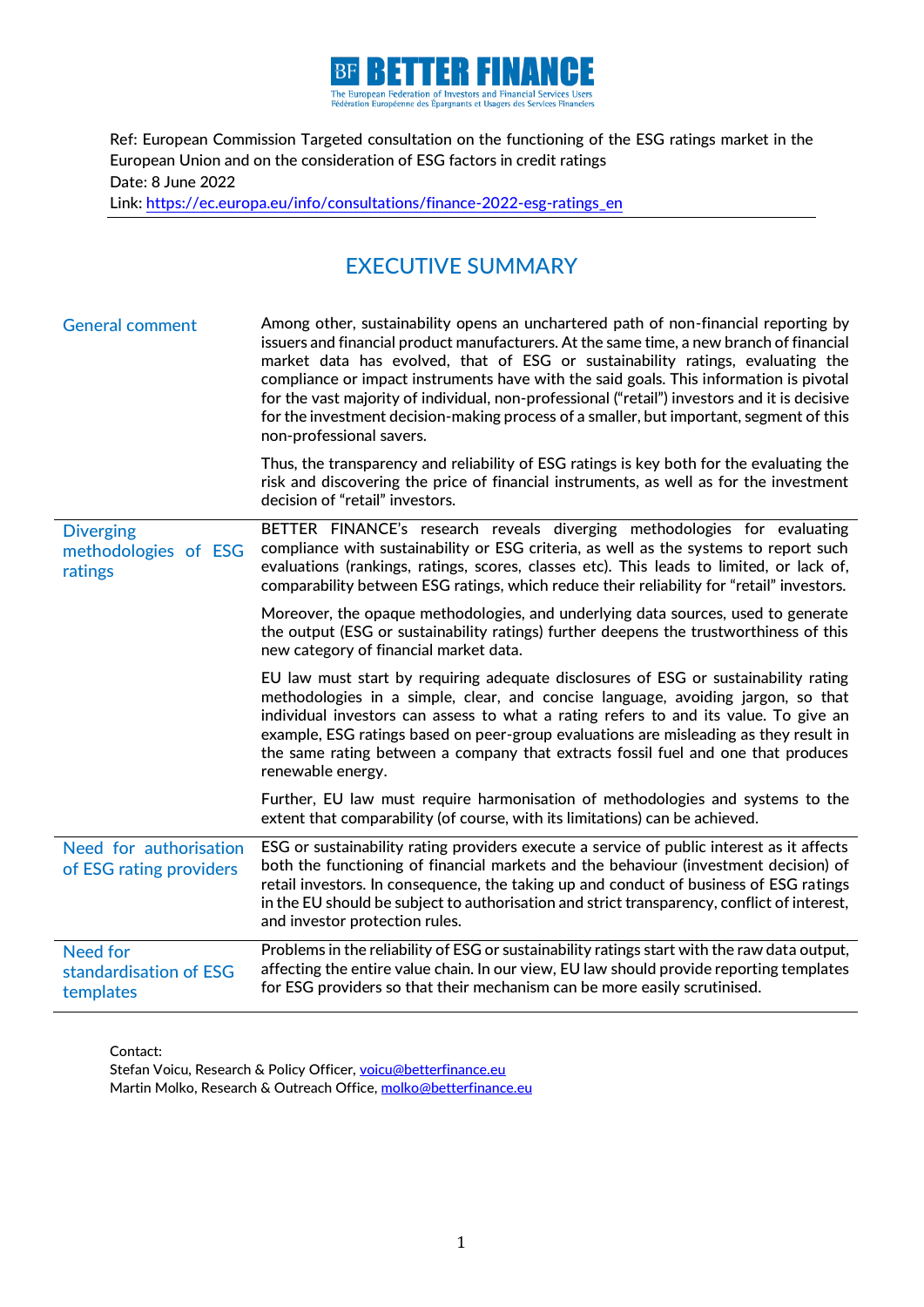**BETTER FINANCE**

The European Federation of Investors and Financial Services Users
Fédération Européenne des Épargnants et Usagers des Services Financiers

Ref: European Commission Targeted consultation on the functioning of the ESG ratings market in the European Union and on the consideration of ESG factors in credit ratings
Date: 8 June 2022
Link: https://ec.europa.eu/info/consultations/finance-2022-esg-ratings_en

# EXECUTIVE SUMMARY

| | |
|---|---|
| General comment | Among other, sustainability opens an unchartered path of non-financial reporting by issuers and financial product manufacturers. At the same time, a new branch of financial market data has evolved, that of ESG or sustainability ratings, evaluating the compliance or impact instruments have with the said goals. This information is pivotal for the vast majority of individual, non-professional ("retail") investors and it is decisive for the investment decision-making process of a smaller, but important, segment of this non-professional savers.<br><br>Thus, the transparency and reliability of ESG ratings is key both for the evaluating the risk and discovering the price of financial instruments, as well as for the investment decision of "retail" investors. |
| Diverging methodologies of ESG ratings | BETTER FINANCE's research reveals diverging methodologies for evaluating compliance with sustainability or ESG criteria, as well as the systems to report such evaluations (rankings, ratings, scores, classes etc). This leads to limited, or lack of, comparability between ESG ratings, which reduce their reliability for "retail" investors.<br><br>Moreover, the opaque methodologies, and underlying data sources, used to generate the output (ESG or sustainability ratings) further deepens the trustworthiness of this new category of financial market data.<br><br>EU law must start by requiring adequate disclosures of ESG or sustainability rating methodologies in a simple, clear, and concise language, avoiding jargon, so that individual investors can assess to what a rating refers to and its value. To give an example, ESG ratings based on peer-group evaluations are misleading as they result in the same rating between a company that extracts fossil fuel and one that produces renewable energy.<br><br>Further, EU law must require harmonisation of methodologies and systems to the extent that comparability (of course, with its limitations) can be achieved. |
| Need for authorisation of ESG rating providers | ESG or sustainability rating providers execute a service of public interest as it affects both the functioning of financial markets and the behaviour (investment decision) of retail investors. In consequence, the taking up and conduct of business of ESG ratings in the EU should be subject to authorisation and strict transparency, conflict of interest, and investor protection rules. |
| Need for standardisation of ESG templates | Problems in the reliability of ESG or sustainability ratings start with the raw data output, affecting the entire value chain. In our view, EU law should provide reporting templates for ESG providers so that their mechanism can be more easily scrutinised. |

Contact:
Stefan Voicu, Research & Policy Officer, voicu@betterfinance.eu
Martin Molko, Research & Outreach Office, molko@betterfinance.eu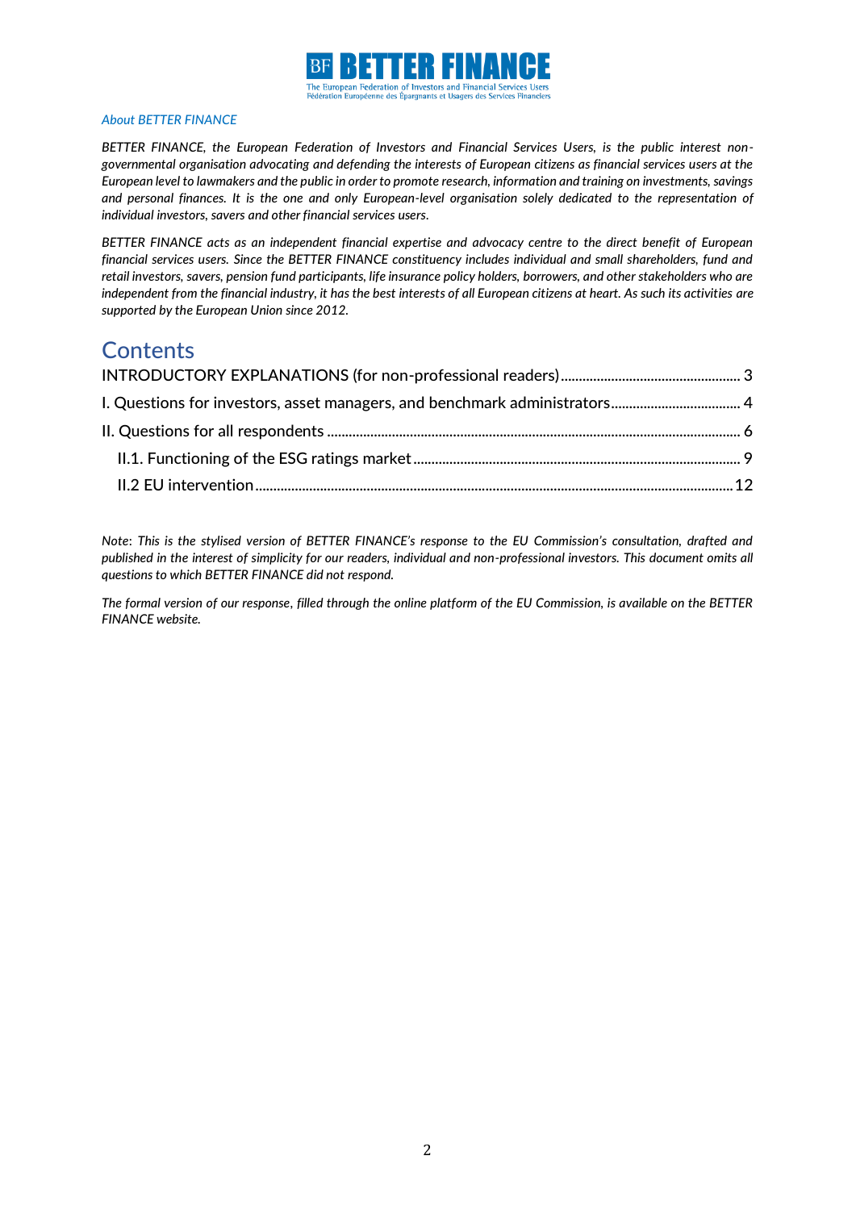*About BETTER FINANCE*

*BETTER FINANCE, the European Federation of Investors and Financial Services Users, is the public interest non-governmental organisation advocating and defending the interests of European citizens as financial services users at the European level to lawmakers and the public in order to promote research, information and training on investments, savings and personal finances. It is the one and only European-level organisation solely dedicated to the representation of individual investors, savers and other financial services users.*

*BETTER FINANCE acts as an independent financial expertise and advocacy centre to the direct benefit of European financial services users. Since the BETTER FINANCE constituency includes individual and small shareholders, fund and retail investors, savers, pension fund participants, life insurance policy holders, borrowers, and other stakeholders who are independent from the financial industry, it has the best interests of all European citizens at heart. As such its activities are supported by the European Union since 2012.*

# Contents

- INTRODUCTORY EXPLANATIONS (for non-professional readers) ..... 3
- I. Questions for investors, asset managers, and benchmark administrators ..... 4
- II. Questions for all respondents ..... 6
  - II.1. Functioning of the ESG ratings market ..... 9
  - II.2 EU intervention ..... 12

*Note: This is the stylised version of BETTER FINANCE's response to the EU Commission's consultation, drafted and published in the interest of simplicity for our readers, individual and non-professional investors. This document omits all questions to which BETTER FINANCE did not respond.*

*The formal version of our response, filled through the online platform of the EU Commission, is available on the BETTER FINANCE website.*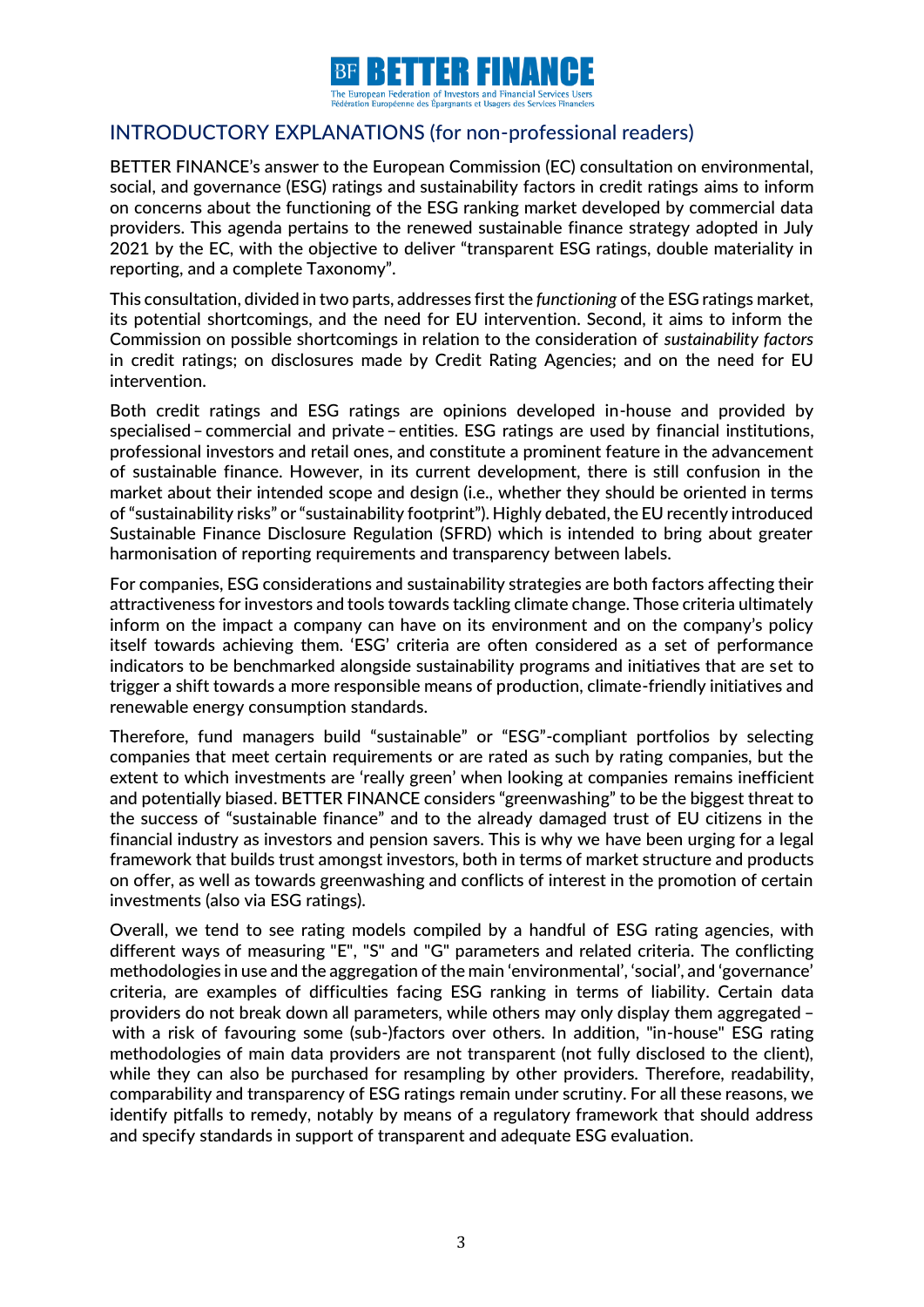## INTRODUCTORY EXPLANATIONS (for non-professional readers)

BETTER FINANCE's answer to the European Commission (EC) consultation on environmental, social, and governance (ESG) ratings and sustainability factors in credit ratings aims to inform on concerns about the functioning of the ESG ranking market developed by commercial data providers. This agenda pertains to the renewed sustainable finance strategy adopted in July 2021 by the EC, with the objective to deliver "transparent ESG ratings, double materiality in reporting, and a complete Taxonomy".

This consultation, divided in two parts, addresses first the *functioning* of the ESG ratings market, its potential shortcomings, and the need for EU intervention. Second, it aims to inform the Commission on possible shortcomings in relation to the consideration of *sustainability factors* in credit ratings; on disclosures made by Credit Rating Agencies; and on the need for EU intervention.

Both credit ratings and ESG ratings are opinions developed in-house and provided by specialised – commercial and private – entities. ESG ratings are used by financial institutions, professional investors and retail ones, and constitute a prominent feature in the advancement of sustainable finance. However, in its current development, there is still confusion in the market about their intended scope and design (i.e., whether they should be oriented in terms of "sustainability risks" or "sustainability footprint"). Highly debated, the EU recently introduced Sustainable Finance Disclosure Regulation (SFRD) which is intended to bring about greater harmonisation of reporting requirements and transparency between labels.

For companies, ESG considerations and sustainability strategies are both factors affecting their attractiveness for investors and tools towards tackling climate change. Those criteria ultimately inform on the impact a company can have on its environment and on the company's policy itself towards achieving them. 'ESG' criteria are often considered as a set of performance indicators to be benchmarked alongside sustainability programs and initiatives that are set to trigger a shift towards a more responsible means of production, climate-friendly initiatives and renewable energy consumption standards.

Therefore, fund managers build "sustainable" or "ESG"-compliant portfolios by selecting companies that meet certain requirements or are rated as such by rating companies, but the extent to which investments are 'really green' when looking at companies remains inefficient and potentially biased. BETTER FINANCE considers "greenwashing" to be the biggest threat to the success of "sustainable finance" and to the already damaged trust of EU citizens in the financial industry as investors and pension savers. This is why we have been urging for a legal framework that builds trust amongst investors, both in terms of market structure and products on offer, as well as towards greenwashing and conflicts of interest in the promotion of certain investments (also via ESG ratings).

Overall, we tend to see rating models compiled by a handful of ESG rating agencies, with different ways of measuring "E", "S" and "G" parameters and related criteria. The conflicting methodologies in use and the aggregation of the main 'environmental', 'social', and 'governance' criteria, are examples of difficulties facing ESG ranking in terms of liability. Certain data providers do not break down all parameters, while others may only display them aggregated – with a risk of favouring some (sub-)factors over others. In addition, "in-house" ESG rating methodologies of main data providers are not transparent (not fully disclosed to the client), while they can also be purchased for resampling by other providers. Therefore, readability, comparability and transparency of ESG ratings remain under scrutiny. For all these reasons, we identify pitfalls to remedy, notably by means of a regulatory framework that should address and specify standards in support of transparent and adequate ESG evaluation.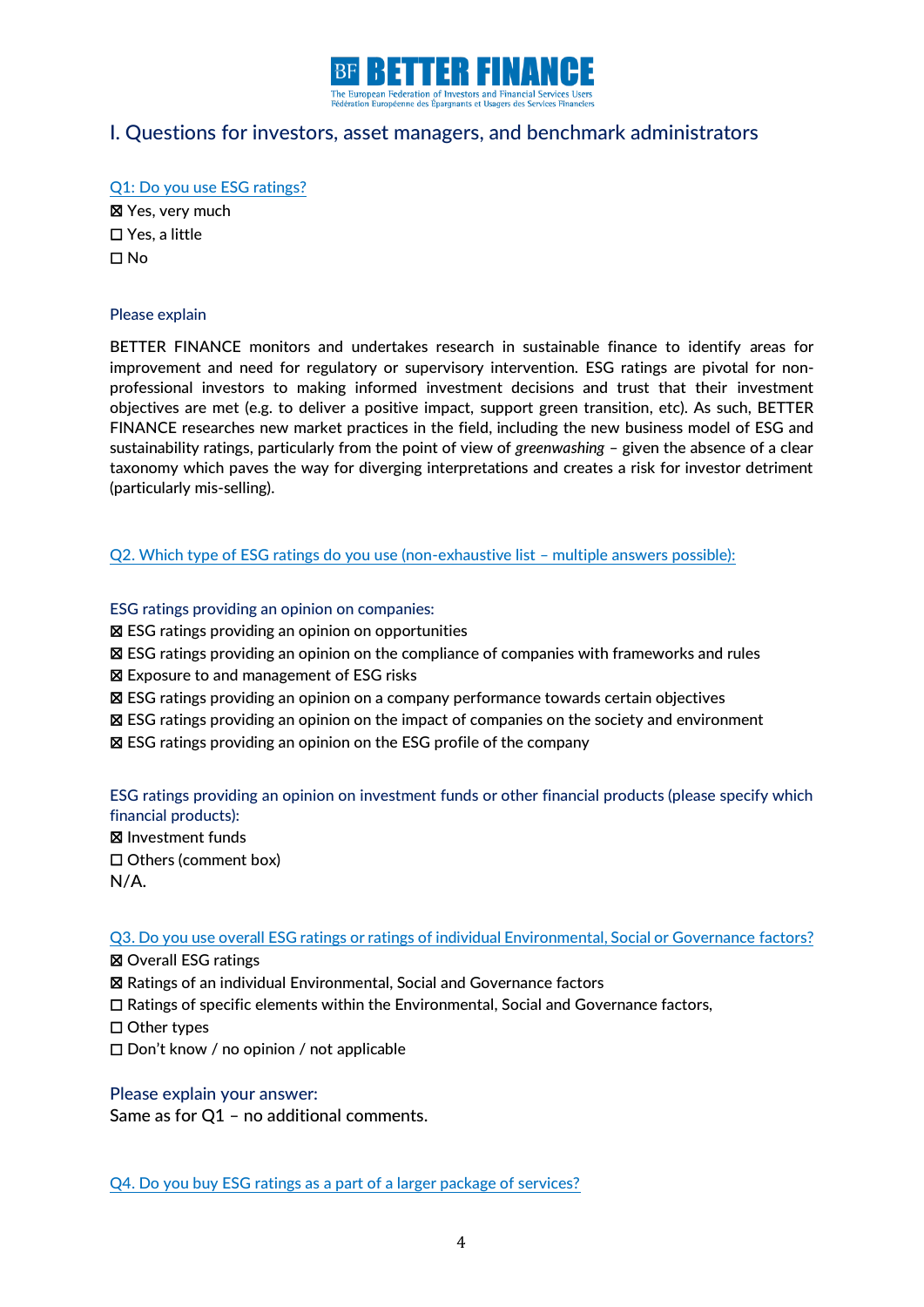# I. Questions for investors, asset managers, and benchmark administrators

Q1: Do you use ESG ratings?

☒ Yes, very much
☐ Yes, a little
☐ No

Please explain

BETTER FINANCE monitors and undertakes research in sustainable finance to identify areas for improvement and need for regulatory or supervisory intervention. ESG ratings are pivotal for non-professional investors to making informed investment decisions and trust that their investment objectives are met (e.g. to deliver a positive impact, support green transition, etc). As such, BETTER FINANCE researches new market practices in the field, including the new business model of ESG and sustainability ratings, particularly from the point of view of *greenwashing* – given the absence of a clear taxonomy which paves the way for diverging interpretations and creates a risk for investor detriment (particularly mis-selling).

Q2. Which type of ESG ratings do you use (non-exhaustive list – multiple answers possible):

ESG ratings providing an opinion on companies:

☒ ESG ratings providing an opinion on opportunities
☒ ESG ratings providing an opinion on the compliance of companies with frameworks and rules
☒ Exposure to and management of ESG risks
☒ ESG ratings providing an opinion on a company performance towards certain objectives
☒ ESG ratings providing an opinion on the impact of companies on the society and environment
☒ ESG ratings providing an opinion on the ESG profile of the company

ESG ratings providing an opinion on investment funds or other financial products (please specify which financial products):

☒ Investment funds
☐ Others (comment box)
N/A.

Q3. Do you use overall ESG ratings or ratings of individual Environmental, Social or Governance factors?

☒ Overall ESG ratings
☒ Ratings of an individual Environmental, Social and Governance factors
☐ Ratings of specific elements within the Environmental, Social and Governance factors,
☐ Other types
☐ Don't know / no opinion / not applicable

Please explain your answer:

Same as for Q1 – no additional comments.

Q4. Do you buy ESG ratings as a part of a larger package of services?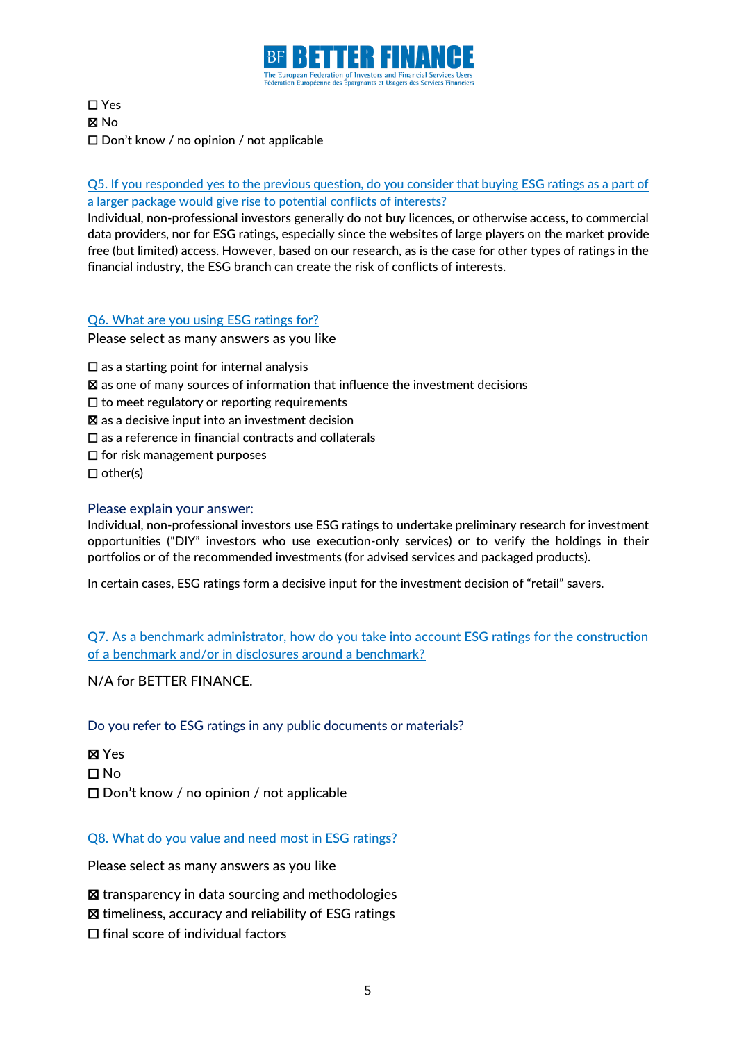☐ Yes
☒ No
☐ Don't know / no opinion / not applicable

Q5. If you responded yes to the previous question, do you consider that buying ESG ratings as a part of a larger package would give rise to potential conflicts of interests?

Individual, non-professional investors generally do not buy licences, or otherwise access, to commercial data providers, nor for ESG ratings, especially since the websites of large players on the market provide free (but limited) access. However, based on our research, as is the case for other types of ratings in the financial industry, the ESG branch can create the risk of conflicts of interests.

Q6. What are you using ESG ratings for?

Please select as many answers as you like

☐ as a starting point for internal analysis
☒ as one of many sources of information that influence the investment decisions
☐ to meet regulatory or reporting requirements
☒ as a decisive input into an investment decision
☐ as a reference in financial contracts and collaterals
☐ for risk management purposes
☐ other(s)

Please explain your answer:

Individual, non-professional investors use ESG ratings to undertake preliminary research for investment opportunities ("DIY" investors who use execution-only services) or to verify the holdings in their portfolios or of the recommended investments (for advised services and packaged products).

In certain cases, ESG ratings form a decisive input for the investment decision of "retail" savers.

Q7. As a benchmark administrator, how do you take into account ESG ratings for the construction of a benchmark and/or in disclosures around a benchmark?

N/A for BETTER FINANCE.

Do you refer to ESG ratings in any public documents or materials?

☒ Yes
☐ No
☐ Don't know / no opinion / not applicable

Q8. What do you value and need most in ESG ratings?

Please select as many answers as you like

☒ transparency in data sourcing and methodologies
☒ timeliness, accuracy and reliability of ESG ratings
☐ final score of individual factors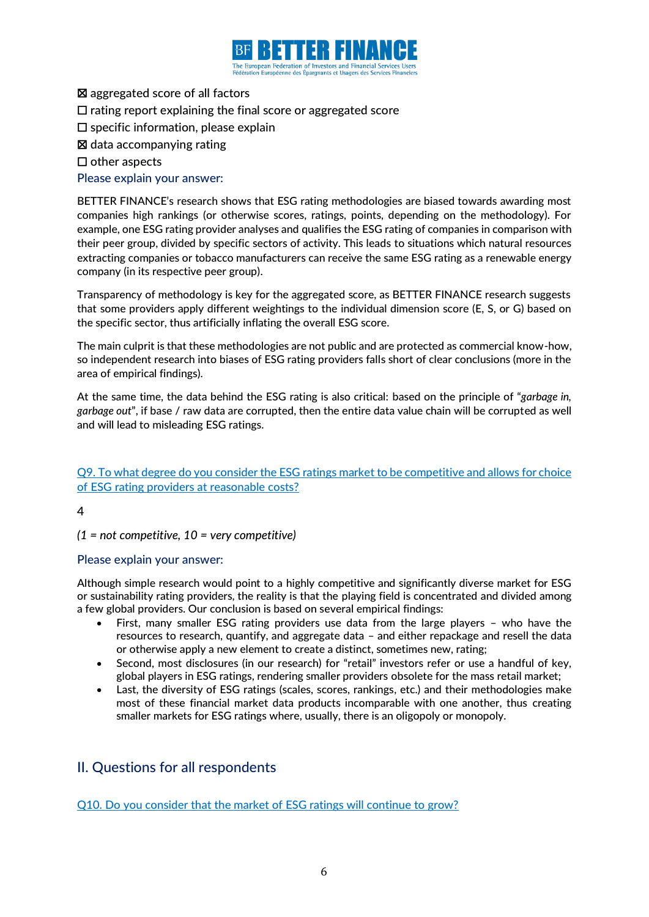☒ aggregated score of all factors
☐ rating report explaining the final score or aggregated score
☐ specific information, please explain
☒ data accompanying rating
☐ other aspects

Please explain your answer:

BETTER FINANCE's research shows that ESG rating methodologies are biased towards awarding most companies high rankings (or otherwise scores, ratings, points, depending on the methodology). For example, one ESG rating provider analyses and qualifies the ESG rating of companies in comparison with their peer group, divided by specific sectors of activity. This leads to situations which natural resources extracting companies or tobacco manufacturers can receive the same ESG rating as a renewable energy company (in its respective peer group).

Transparency of methodology is key for the aggregated score, as BETTER FINANCE research suggests that some providers apply different weightings to the individual dimension score (E, S, or G) based on the specific sector, thus artificially inflating the overall ESG score.

The main culprit is that these methodologies are not public and are protected as commercial know-how, so independent research into biases of ESG rating providers falls short of clear conclusions (more in the area of empirical findings).

At the same time, the data behind the ESG rating is also critical: based on the principle of "*garbage in, garbage out*", if base / raw data are corrupted, then the entire data value chain will be corrupted as well and will lead to misleading ESG ratings.

Q9. To what degree do you consider the ESG ratings market to be competitive and allows for choice of ESG rating providers at reasonable costs?

4

*(1 = not competitive, 10 = very competitive)*

Please explain your answer:

Although simple research would point to a highly competitive and significantly diverse market for ESG or sustainability rating providers, the reality is that the playing field is concentrated and divided among a few global providers. Our conclusion is based on several empirical findings:

- First, many smaller ESG rating providers use data from the large players – who have the resources to research, quantify, and aggregate data – and either repackage and resell the data or otherwise apply a new element to create a distinct, sometimes new, rating;
- Second, most disclosures (in our research) for "retail" investors refer or use a handful of key, global players in ESG ratings, rendering smaller providers obsolete for the mass retail market;
- Last, the diversity of ESG ratings (scales, scores, rankings, etc.) and their methodologies make most of these financial market data products incomparable with one another, thus creating smaller markets for ESG ratings where, usually, there is an oligopoly or monopoly.

## II. Questions for all respondents

Q10. Do you consider that the market of ESG ratings will continue to grow?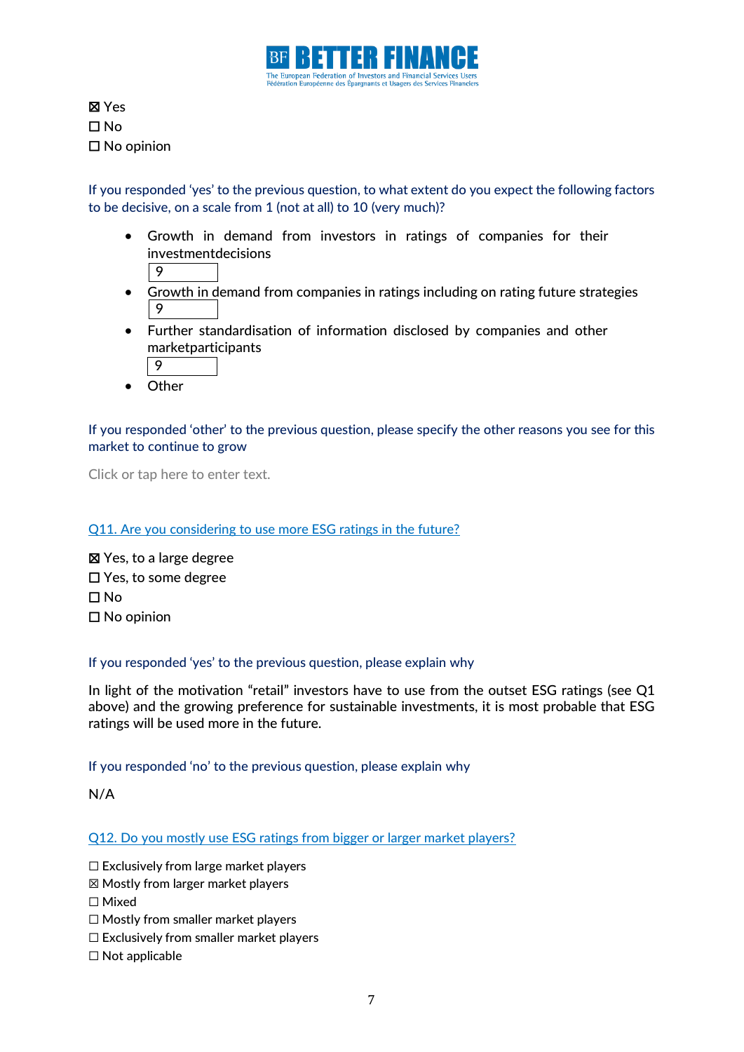☒ Yes
☐ No
☐ No opinion

If you responded 'yes' to the previous question, to what extent do you expect the following factors to be decisive, on a scale from 1 (not at all) to 10 (very much)?

- Growth in demand from investors in ratings of companies for their investmentdecisions
  9
- Growth in demand from companies in ratings including on rating future strategies
  9
- Further standardisation of information disclosed by companies and other marketparticipants
  9
- Other

If you responded 'other' to the previous question, please specify the other reasons you see for this market to continue to grow

Click or tap here to enter text.

Q11. Are you considering to use more ESG ratings in the future?

☒ Yes, to a large degree
☐ Yes, to some degree
☐ No
☐ No opinion

If you responded 'yes' to the previous question, please explain why

In light of the motivation "retail" investors have to use from the outset ESG ratings (see Q1 above) and the growing preference for sustainable investments, it is most probable that ESG ratings will be used more in the future.

If you responded 'no' to the previous question, please explain why

N/A

Q12. Do you mostly use ESG ratings from bigger or larger market players?

☐ Exclusively from large market players
☒ Mostly from larger market players
☐ Mixed
☐ Mostly from smaller market players
☐ Exclusively from smaller market players
☐ Not applicable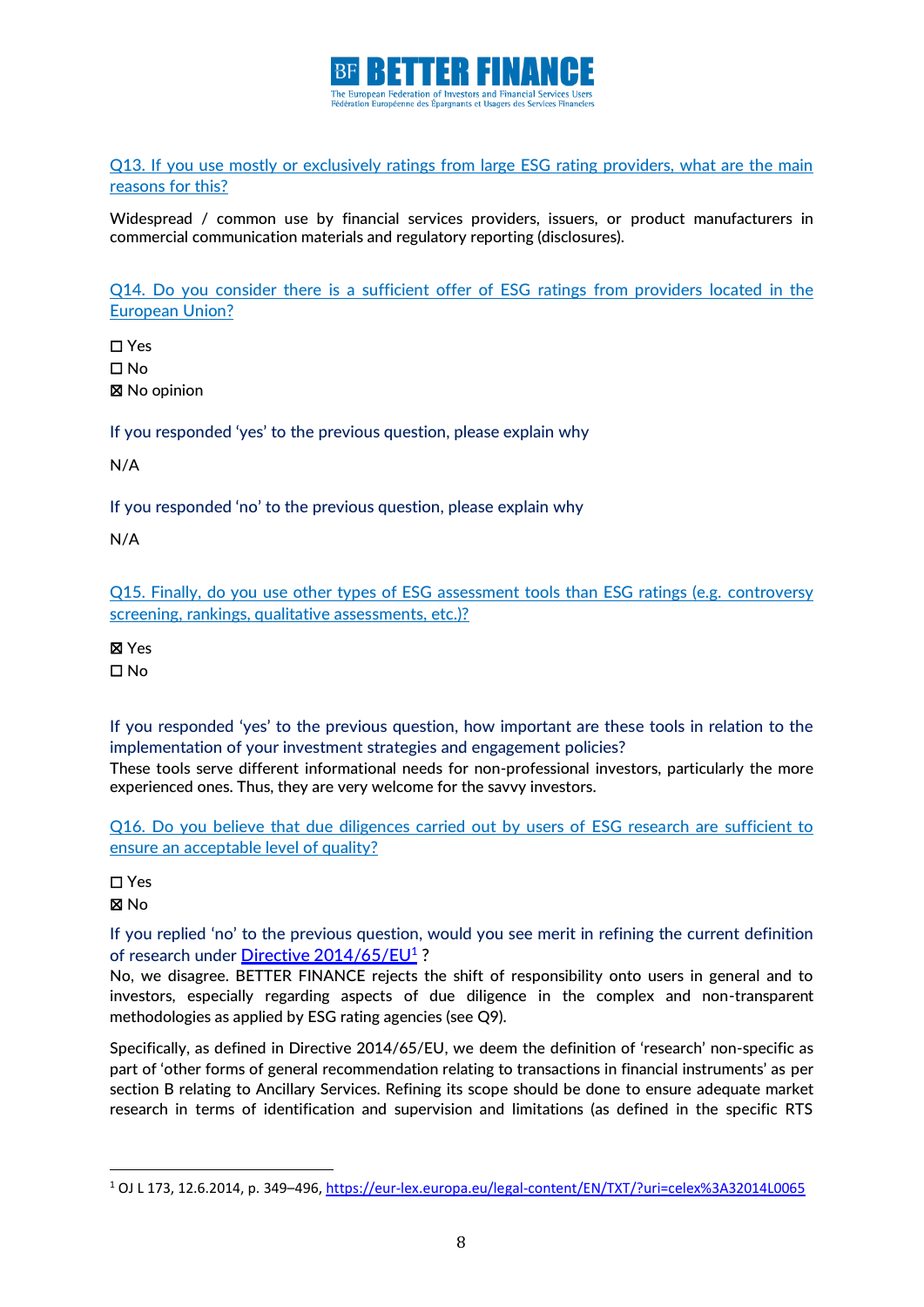Q13. If you use mostly or exclusively ratings from large ESG rating providers, what are the main reasons for this?

Widespread / common use by financial services providers, issuers, or product manufacturers in commercial communication materials and regulatory reporting (disclosures).

Q14. Do you consider there is a sufficient offer of ESG ratings from providers located in the European Union?

☐ Yes
☐ No
☒ No opinion

If you responded 'yes' to the previous question, please explain why

N/A

If you responded 'no' to the previous question, please explain why

N/A

Q15. Finally, do you use other types of ESG assessment tools than ESG ratings (e.g. controversy screening, rankings, qualitative assessments, etc.)?

☒ Yes
☐ No

If you responded 'yes' to the previous question, how important are these tools in relation to the implementation of your investment strategies and engagement policies?
These tools serve different informational needs for non-professional investors, particularly the more experienced ones. Thus, they are very welcome for the savvy investors.

Q16. Do you believe that due diligences carried out by users of ESG research are sufficient to ensure an acceptable level of quality?

☐ Yes
☒ No

If you replied 'no' to the previous question, would you see merit in refining the current definition of research under Directive 2014/65/EU[1] ?
No, we disagree. BETTER FINANCE rejects the shift of responsibility onto users in general and to investors, especially regarding aspects of due diligence in the complex and non-transparent methodologies as applied by ESG rating agencies (see Q9).

Specifically, as defined in Directive 2014/65/EU, we deem the definition of 'research' non-specific as part of 'other forms of general recommendation relating to transactions in financial instruments' as per section B relating to Ancillary Services. Refining its scope should be done to ensure adequate market research in terms of identification and supervision and limitations (as defined in the specific RTS

[1] OJ L 173, 12.6.2014, p. 349–496, https://eur-lex.europa.eu/legal-content/EN/TXT/?uri=celex%3A32014L0065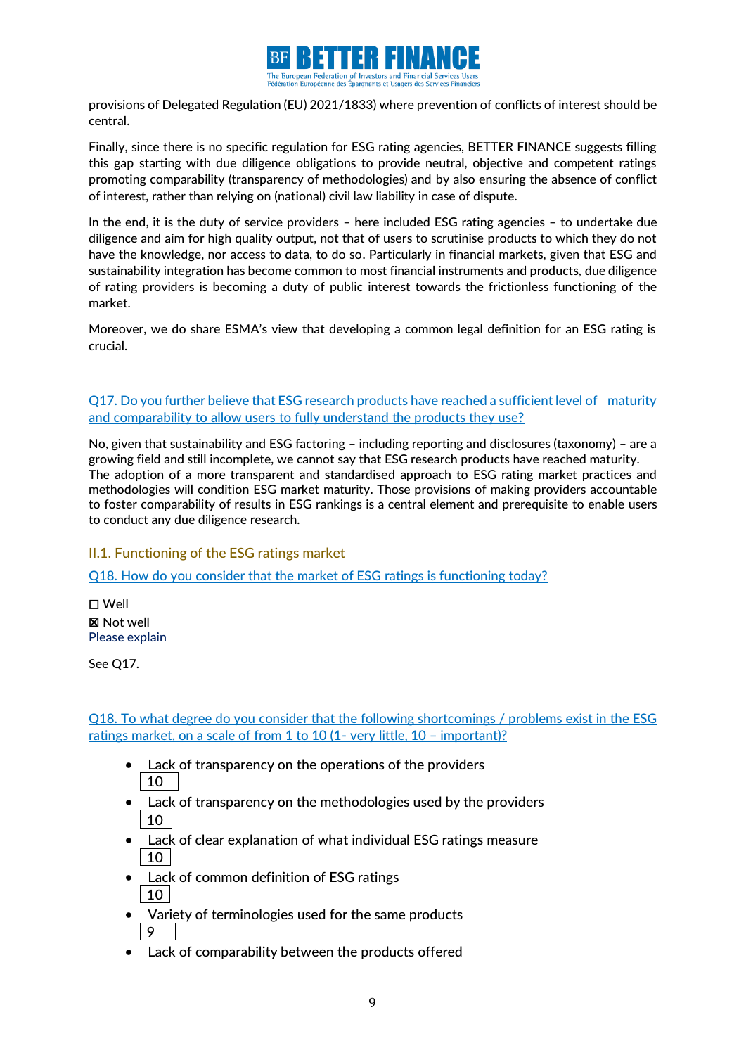provisions of Delegated Regulation (EU) 2021/1833) where prevention of conflicts of interest should be central.

Finally, since there is no specific regulation for ESG rating agencies, BETTER FINANCE suggests filling this gap starting with due diligence obligations to provide neutral, objective and competent ratings promoting comparability (transparency of methodologies) and by also ensuring the absence of conflict of interest, rather than relying on (national) civil law liability in case of dispute.

In the end, it is the duty of service providers – here included ESG rating agencies – to undertake due diligence and aim for high quality output, not that of users to scrutinise products to which they do not have the knowledge, nor access to data, to do so. Particularly in financial markets, given that ESG and sustainability integration has become common to most financial instruments and products, due diligence of rating providers is becoming a duty of public interest towards the frictionless functioning of the market.

Moreover, we do share ESMA's view that developing a common legal definition for an ESG rating is crucial.

Q17. Do you further believe that ESG research products have reached a sufficient level of maturity and comparability to allow users to fully understand the products they use?

No, given that sustainability and ESG factoring – including reporting and disclosures (taxonomy) – are a growing field and still incomplete, we cannot say that ESG research products have reached maturity. The adoption of a more transparent and standardised approach to ESG rating market practices and methodologies will condition ESG market maturity. Those provisions of making providers accountable to foster comparability of results in ESG rankings is a central element and prerequisite to enable users to conduct any due diligence research.

## II.1. Functioning of the ESG ratings market

Q18. How do you consider that the market of ESG ratings is functioning today?

☐ Well
☒ Not well
Please explain

See Q17.

Q18. To what degree do you consider that the following shortcomings / problems exist in the ESG ratings market, on a scale of from 1 to 10 (1- very little, 10 – important)?

- Lack of transparency on the operations of the providers
  10
- Lack of transparency on the methodologies used by the providers
  10
- Lack of clear explanation of what individual ESG ratings measure
  10
- Lack of common definition of ESG ratings
  10
- Variety of terminologies used for the same products
  9
- Lack of comparability between the products offered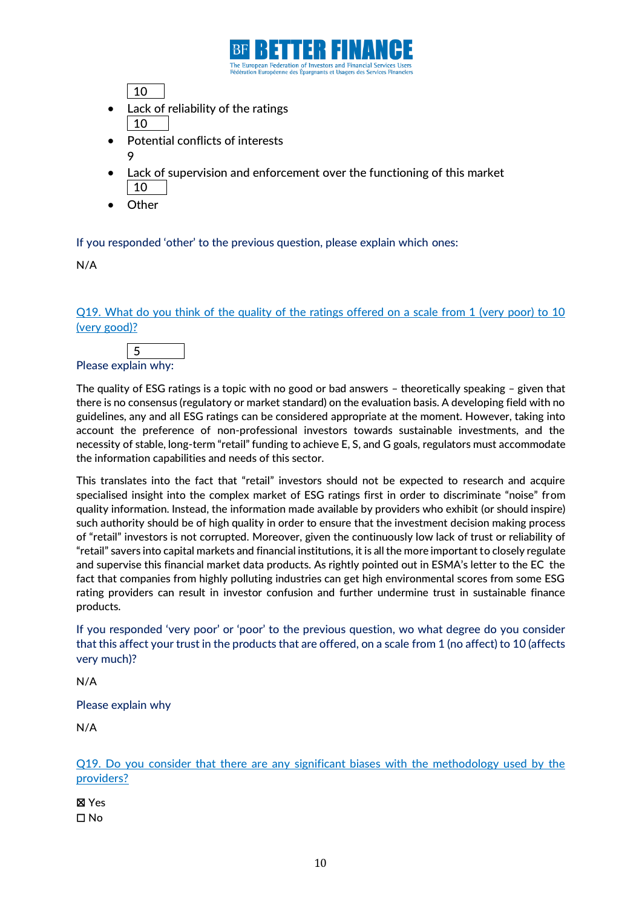10

- Lack of reliability of the ratings

10

- Potential conflicts of interests

9

- Lack of supervision and enforcement over the functioning of this market

10

- Other

If you responded ‘other’ to the previous question, please explain which ones:

N/A

Q19. What do you think of the quality of the ratings offered on a scale from 1 (very poor) to 10 (very good)?

5

Please explain why:

The quality of ESG ratings is a topic with no good or bad answers – theoretically speaking – given that there is no consensus (regulatory or market standard) on the evaluation basis. A developing field with no guidelines, any and all ESG ratings can be considered appropriate at the moment. However, taking into account the preference of non-professional investors towards sustainable investments, and the necessity of stable, long-term “retail” funding to achieve E, S, and G goals, regulators must accommodate the information capabilities and needs of this sector.

This translates into the fact that “retail” investors should not be expected to research and acquire specialised insight into the complex market of ESG ratings first in order to discriminate “noise” from quality information. Instead, the information made available by providers who exhibit (or should inspire) such authority should be of high quality in order to ensure that the investment decision making process of “retail” investors is not corrupted. Moreover, given the continuously low lack of trust or reliability of “retail” savers into capital markets and financial institutions, it is all the more important to closely regulate and supervise this financial market data products. As rightly pointed out in ESMA’s letter to the EC the fact that companies from highly polluting industries can get high environmental scores from some ESG rating providers can result in investor confusion and further undermine trust in sustainable finance products.

If you responded ‘very poor’ or ‘poor’ to the previous question, wo what degree do you consider that this affect your trust in the products that are offered, on a scale from 1 (no affect) to 10 (affects very much)?

N/A

Please explain why

N/A

Q19. Do you consider that there are any significant biases with the methodology used by the providers?

☒ Yes  
☐ No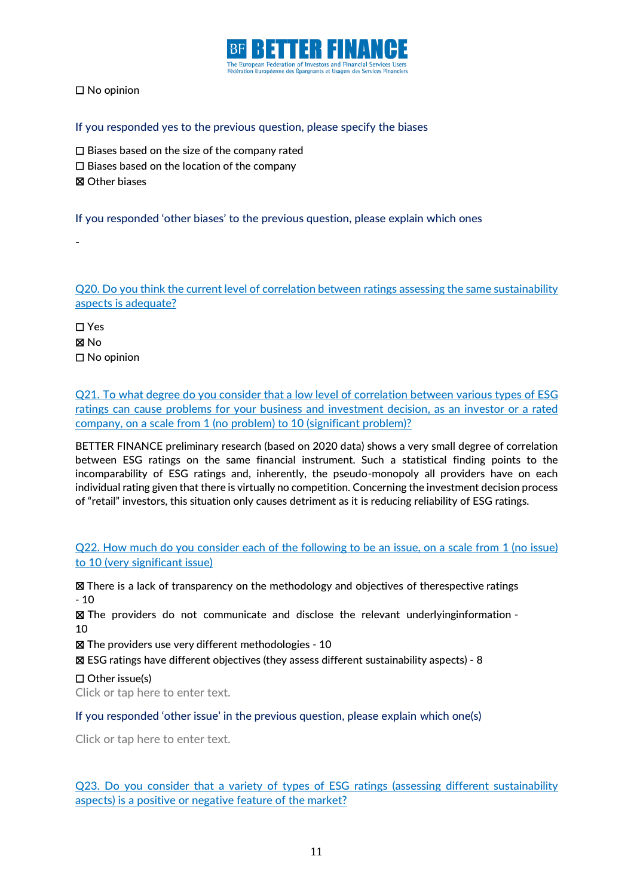☐ No opinion

If you responded yes to the previous question, please specify the biases

☐ Biases based on the size of the company rated
☐ Biases based on the location of the company
☒ Other biases

If you responded 'other biases' to the previous question, please explain which ones

-

Q20. Do you think the current level of correlation between ratings assessing the same sustainability aspects is adequate?

☐ Yes
☒ No
☐ No opinion

Q21. To what degree do you consider that a low level of correlation between various types of ESG ratings can cause problems for your business and investment decision, as an investor or a rated company, on a scale from 1 (no problem) to 10 (significant problem)?

BETTER FINANCE preliminary research (based on 2020 data) shows a very small degree of correlation between ESG ratings on the same financial instrument. Such a statistical finding points to the incomparability of ESG ratings and, inherently, the pseudo-monopoly all providers have on each individual rating given that there is virtually no competition. Concerning the investment decision process of "retail" investors, this situation only causes detriment as it is reducing reliability of ESG ratings.

Q22. How much do you consider each of the following to be an issue, on a scale from 1 (no issue) to 10 (very significant issue)

☒ There is a lack of transparency on the methodology and objectives of therespective ratings - 10
☒ The providers do not communicate and disclose the relevant underlyinginformation - 10
☒ The providers use very different methodologies - 10
☒ ESG ratings have different objectives (they assess different sustainability aspects) - 8
☐ Other issue(s)
Click or tap here to enter text.

If you responded 'other issue' in the previous question, please explain which one(s)

Click or tap here to enter text.

Q23. Do you consider that a variety of types of ESG ratings (assessing different sustainability aspects) is a positive or negative feature of the market?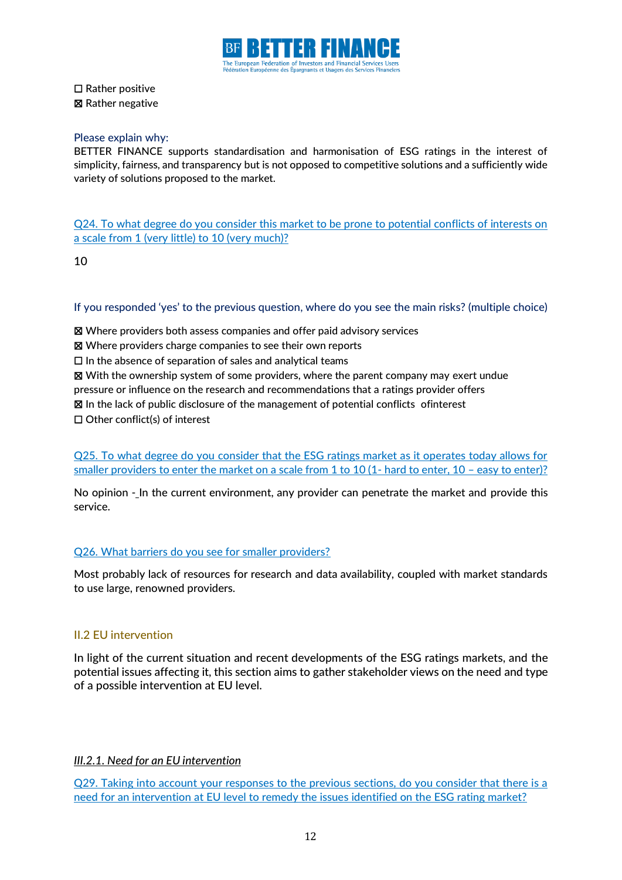☐ Rather positive
☒ Rather negative

Please explain why:
BETTER FINANCE supports standardisation and harmonisation of ESG ratings in the interest of simplicity, fairness, and transparency but is not opposed to competitive solutions and a sufficiently wide variety of solutions proposed to the market.

Q24. To what degree do you consider this market to be prone to potential conflicts of interests on a scale from 1 (very little) to 10 (very much)?

10

If you responded 'yes' to the previous question, where do you see the main risks? (multiple choice)

☒ Where providers both assess companies and offer paid advisory services
☒ Where providers charge companies to see their own reports
☐ In the absence of separation of sales and analytical teams
☒ With the ownership system of some providers, where the parent company may exert undue pressure or influence on the research and recommendations that a ratings provider offers
☒ In the lack of public disclosure of the management of potential conflicts ofinterest
☐ Other conflict(s) of interest

Q25. To what degree do you consider that the ESG ratings market as it operates today allows for smaller providers to enter the market on a scale from 1 to 10 (1- hard to enter, 10 – easy to enter)?

No opinion - In the current environment, any provider can penetrate the market and provide this service.

Q26. What barriers do you see for smaller providers?

Most probably lack of resources for research and data availability, coupled with market standards to use large, renowned providers.

## II.2 EU intervention

In light of the current situation and recent developments of the ESG ratings markets, and the potential issues affecting it, this section aims to gather stakeholder views on the need and type of a possible intervention at EU level.

### *III.2.1. Need for an EU intervention*

Q29. Taking into account your responses to the previous sections, do you consider that there is a need for an intervention at EU level to remedy the issues identified on the ESG rating market?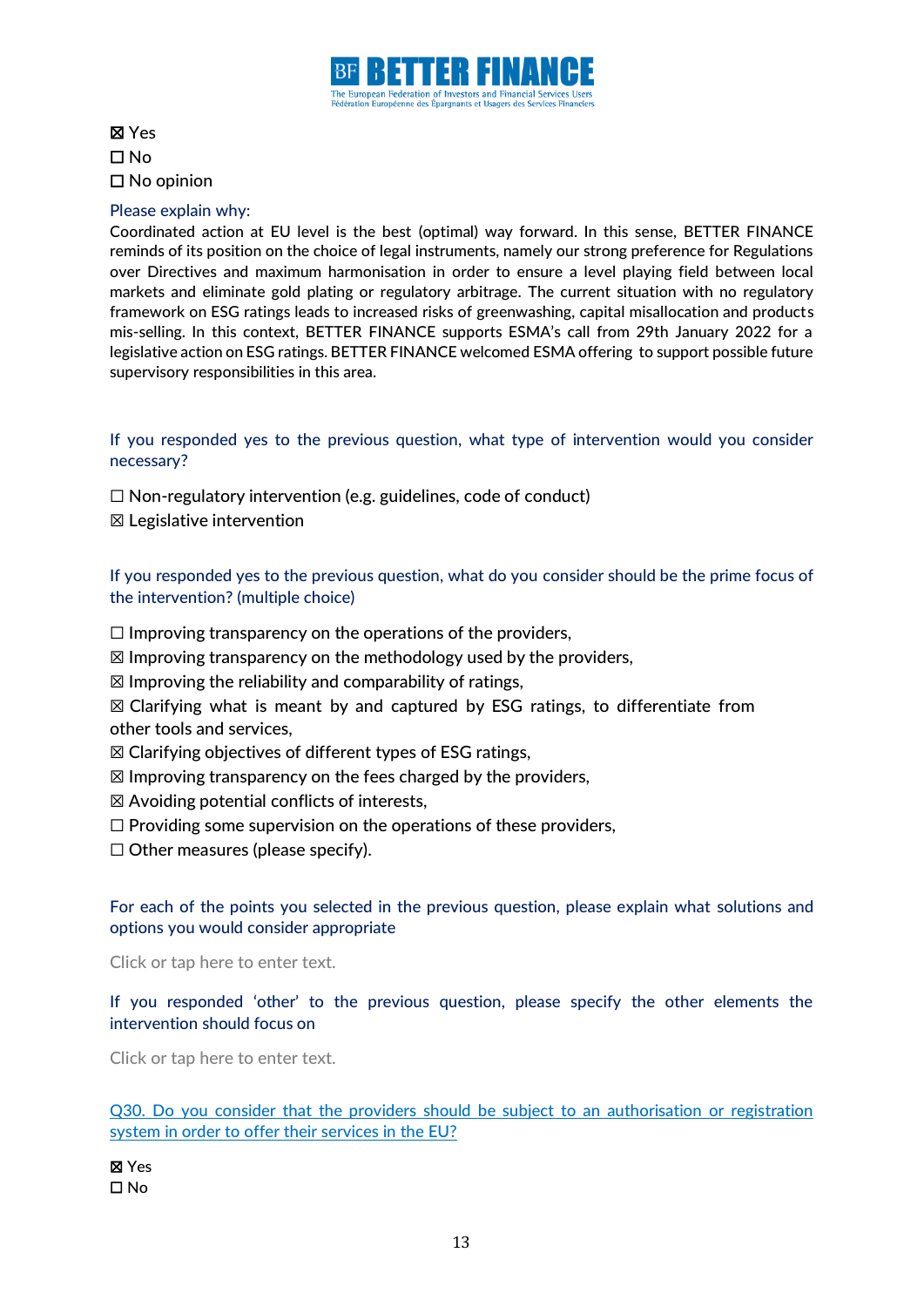☒ Yes
☐ No
☐ No opinion

Please explain why:
Coordinated action at EU level is the best (optimal) way forward. In this sense, BETTER FINANCE reminds of its position on the choice of legal instruments, namely our strong preference for Regulations over Directives and maximum harmonisation in order to ensure a level playing field between local markets and eliminate gold plating or regulatory arbitrage. The current situation with no regulatory framework on ESG ratings leads to increased risks of greenwashing, capital misallocation and products mis-selling. In this context, BETTER FINANCE supports ESMA's call from 29th January 2022 for a legislative action on ESG ratings. BETTER FINANCE welcomed ESMA offering to support possible future supervisory responsibilities in this area.

If you responded yes to the previous question, what type of intervention would you consider necessary?

☐ Non-regulatory intervention (e.g. guidelines, code of conduct)
☒ Legislative intervention

If you responded yes to the previous question, what do you consider should be the prime focus of the intervention? (multiple choice)

☐ Improving transparency on the operations of the providers,
☒ Improving transparency on the methodology used by the providers,
☒ Improving the reliability and comparability of ratings,
☒ Clarifying what is meant by and captured by ESG ratings, to differentiate from other tools and services,
☒ Clarifying objectives of different types of ESG ratings,
☒ Improving transparency on the fees charged by the providers,
☒ Avoiding potential conflicts of interests,
☐ Providing some supervision on the operations of these providers,
☐ Other measures (please specify).

For each of the points you selected in the previous question, please explain what solutions and options you would consider appropriate

Click or tap here to enter text.

If you responded 'other' to the previous question, please specify the other elements the intervention should focus on

Click or tap here to enter text.

Q30. Do you consider that the providers should be subject to an authorisation or registration system in order to offer their services in the EU?

☒ Yes
☐ No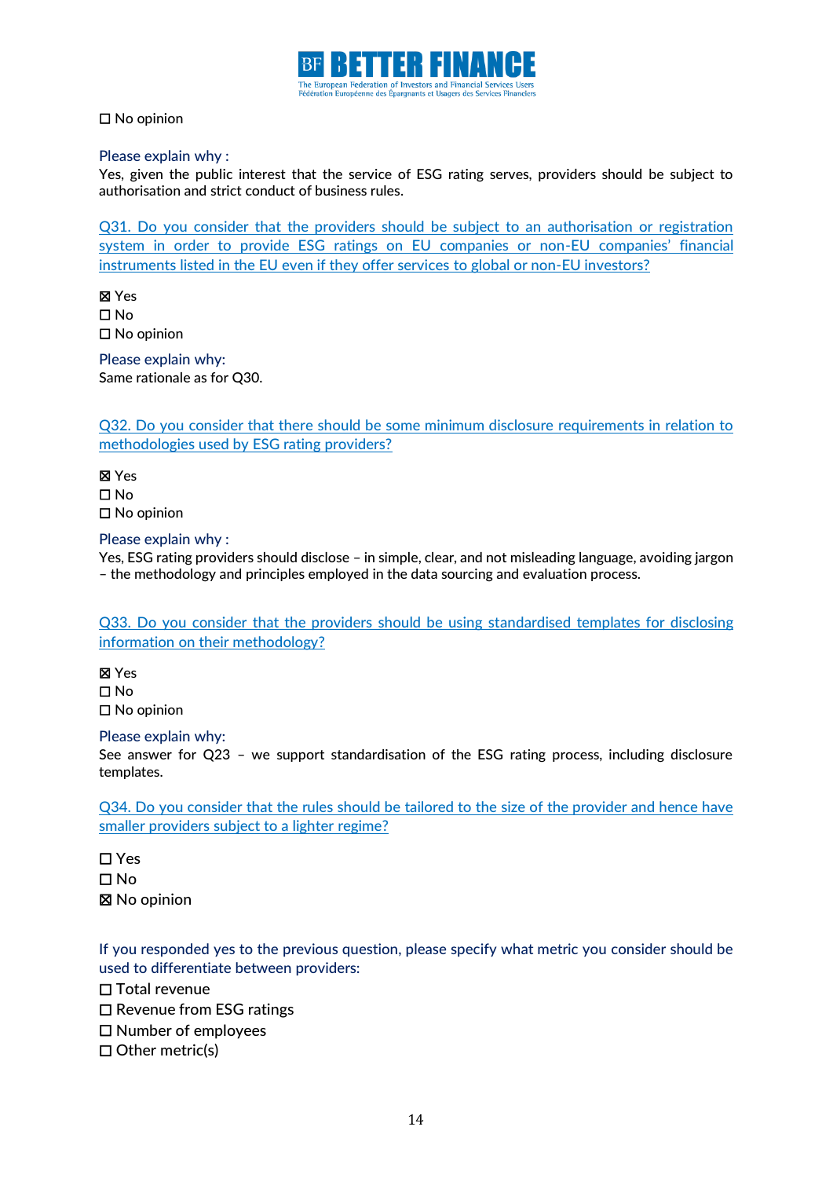☐ No opinion

Please explain why :
Yes, given the public interest that the service of ESG rating serves, providers should be subject to authorisation and strict conduct of business rules.

Q31. Do you consider that the providers should be subject to an authorisation or registration system in order to provide ESG ratings on EU companies or non-EU companies' financial instruments listed in the EU even if they offer services to global or non-EU investors?

☒ Yes
☐ No
☐ No opinion

Please explain why:
Same rationale as for Q30.

Q32. Do you consider that there should be some minimum disclosure requirements in relation to methodologies used by ESG rating providers?

☒ Yes
☐ No
☐ No opinion

Please explain why :
Yes, ESG rating providers should disclose – in simple, clear, and not misleading language, avoiding jargon – the methodology and principles employed in the data sourcing and evaluation process.

Q33. Do you consider that the providers should be using standardised templates for disclosing information on their methodology?

☒ Yes
☐ No
☐ No opinion

Please explain why:
See answer for Q23 – we support standardisation of the ESG rating process, including disclosure templates.

Q34. Do you consider that the rules should be tailored to the size of the provider and hence have smaller providers subject to a lighter regime?

☐ Yes
☐ No
☒ No opinion

If you responded yes to the previous question, please specify what metric you consider should be used to differentiate between providers:
☐ Total revenue
☐ Revenue from ESG ratings
☐ Number of employees
☐ Other metric(s)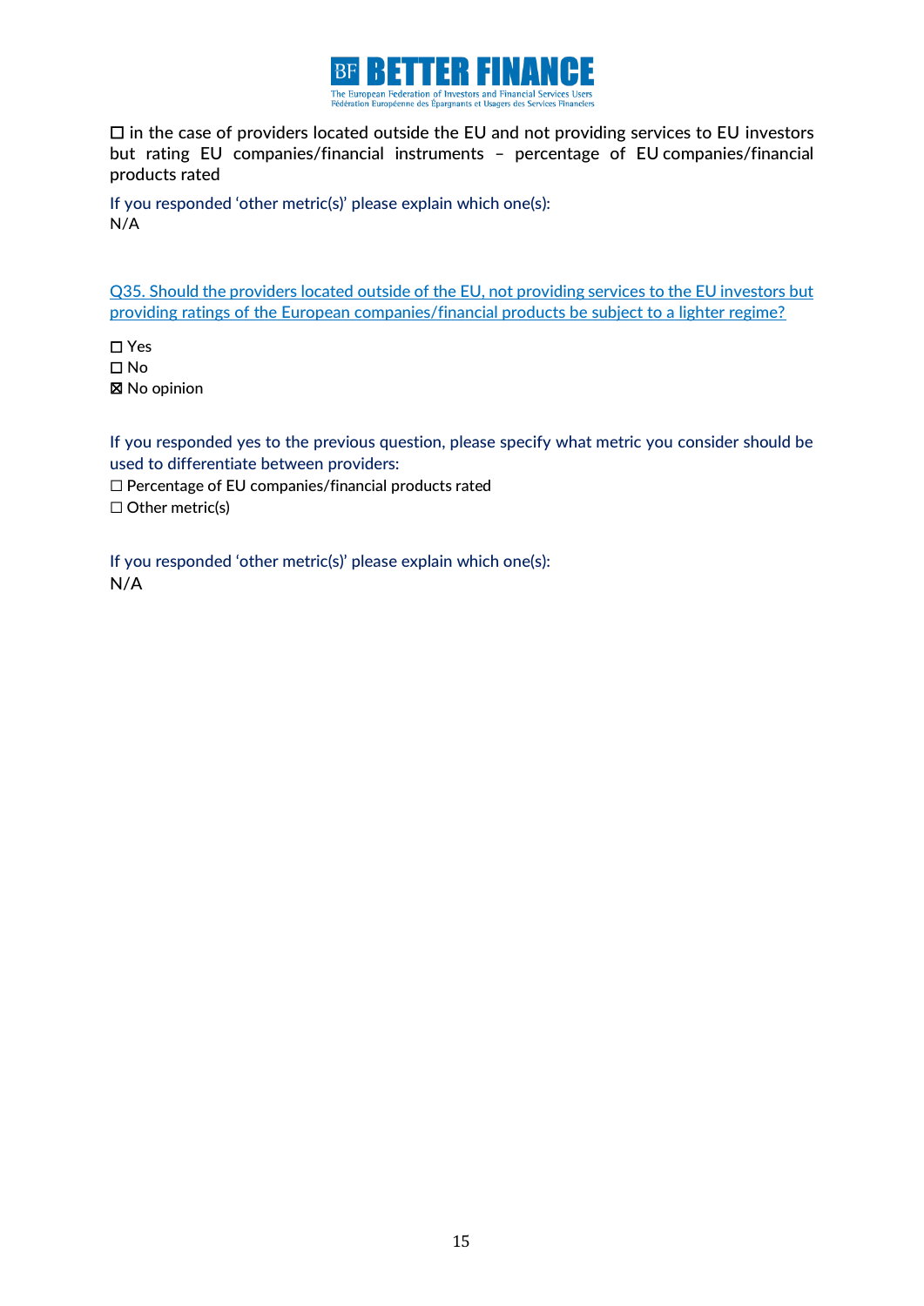☐ in the case of providers located outside the EU and not providing services to EU investors but rating EU companies/financial instruments – percentage of EU companies/financial products rated

If you responded 'other metric(s)' please explain which one(s):
N/A

Q35. Should the providers located outside of the EU, not providing services to the EU investors but providing ratings of the European companies/financial products be subject to a lighter regime?

☐ Yes
☐ No
☒ No opinion

If you responded yes to the previous question, please specify what metric you consider should be used to differentiate between providers:
☐ Percentage of EU companies/financial products rated
☐ Other metric(s)

If you responded 'other metric(s)' please explain which one(s):
N/A